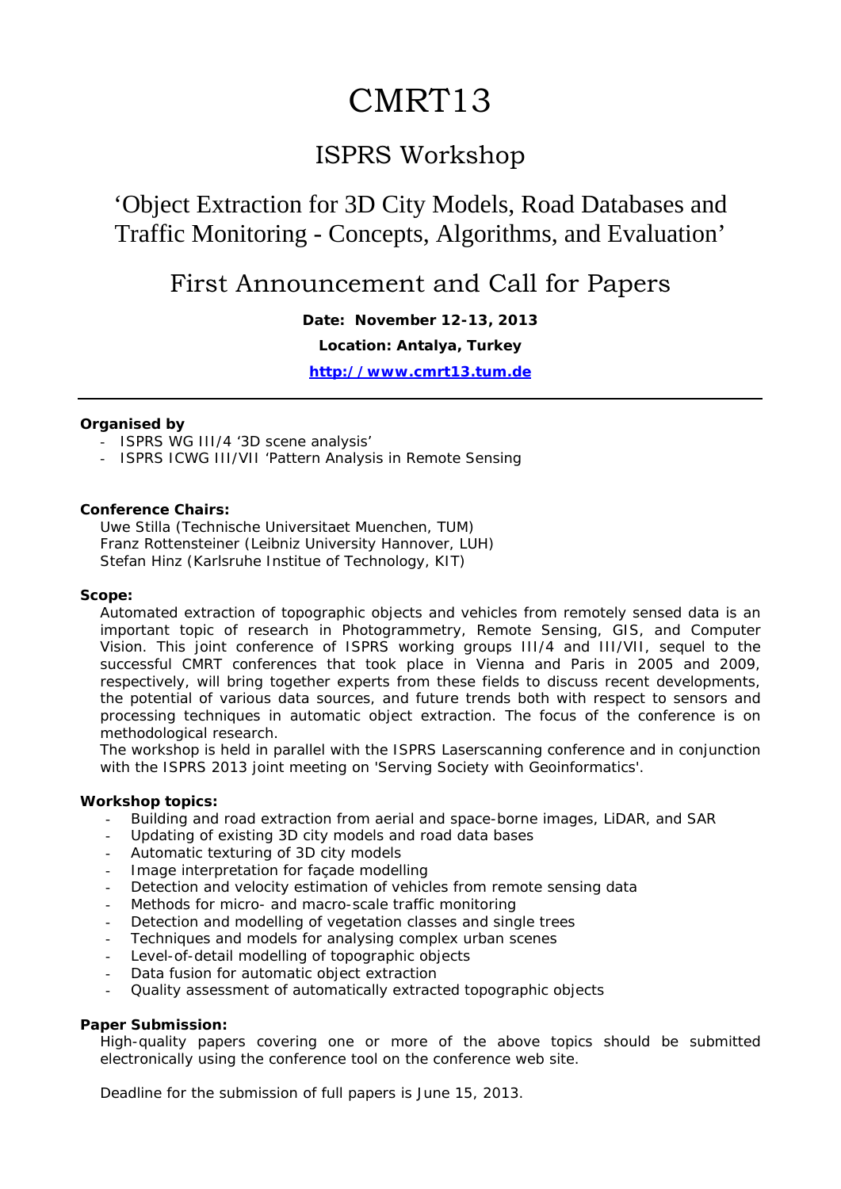# CMRT13

## ISPRS Workshop

## 'Object Extraction for 3D City Models, Road Databases and Traffic Monitoring - Concepts, Algorithms, and Evaluation'

## First Announcement and Call for Papers

**Date: November 12-13, 2013**

**Location: Antalya, Turkey**

**http://www.cmrt13.tum.de**

---

**Organised by**

- ISPRS WG III/4 '3D scene analysis'
- ISPRS ICWG III/VII 'Pattern Analysis in Remote Sensing

**Conference Chairs:**

Uwe Stilla (Technische Universitaet Muenchen, TUM)
Franz Rottensteiner (Leibniz University Hannover, LUH)
Stefan Hinz (Karlsruhe Institue of Technology, KIT)

**Scope:**

Automated extraction of topographic objects and vehicles from remotely sensed data is an important topic of research in Photogrammetry, Remote Sensing, GIS, and Computer Vision. This joint conference of ISPRS working groups III/4 and III/VII, sequel to the successful CMRT conferences that took place in Vienna and Paris in 2005 and 2009, respectively, will bring together experts from these fields to discuss recent developments, the potential of various data sources, and future trends both with respect to sensors and processing techniques in automatic object extraction. The focus of the conference is on methodological research.

The workshop is held in parallel with the ISPRS Laserscanning conference and in conjunction with the ISPRS 2013 joint meeting on 'Serving Society with Geoinformatics'.

**Workshop topics:**

- Building and road extraction from aerial and space-borne images, LiDAR, and SAR
- Updating of existing 3D city models and road data bases
- Automatic texturing of 3D city models
- Image interpretation for façade modelling
- Detection and velocity estimation of vehicles from remote sensing data
- Methods for micro- and macro-scale traffic monitoring
- Detection and modelling of vegetation classes and single trees
- Techniques and models for analysing complex urban scenes
- Level-of-detail modelling of topographic objects
- Data fusion for automatic object extraction
- Quality assessment of automatically extracted topographic objects

**Paper Submission:**

High-quality papers covering one or more of the above topics should be submitted electronically using the conference tool on the conference web site.

Deadline for the submission of full papers is June 15, 2013.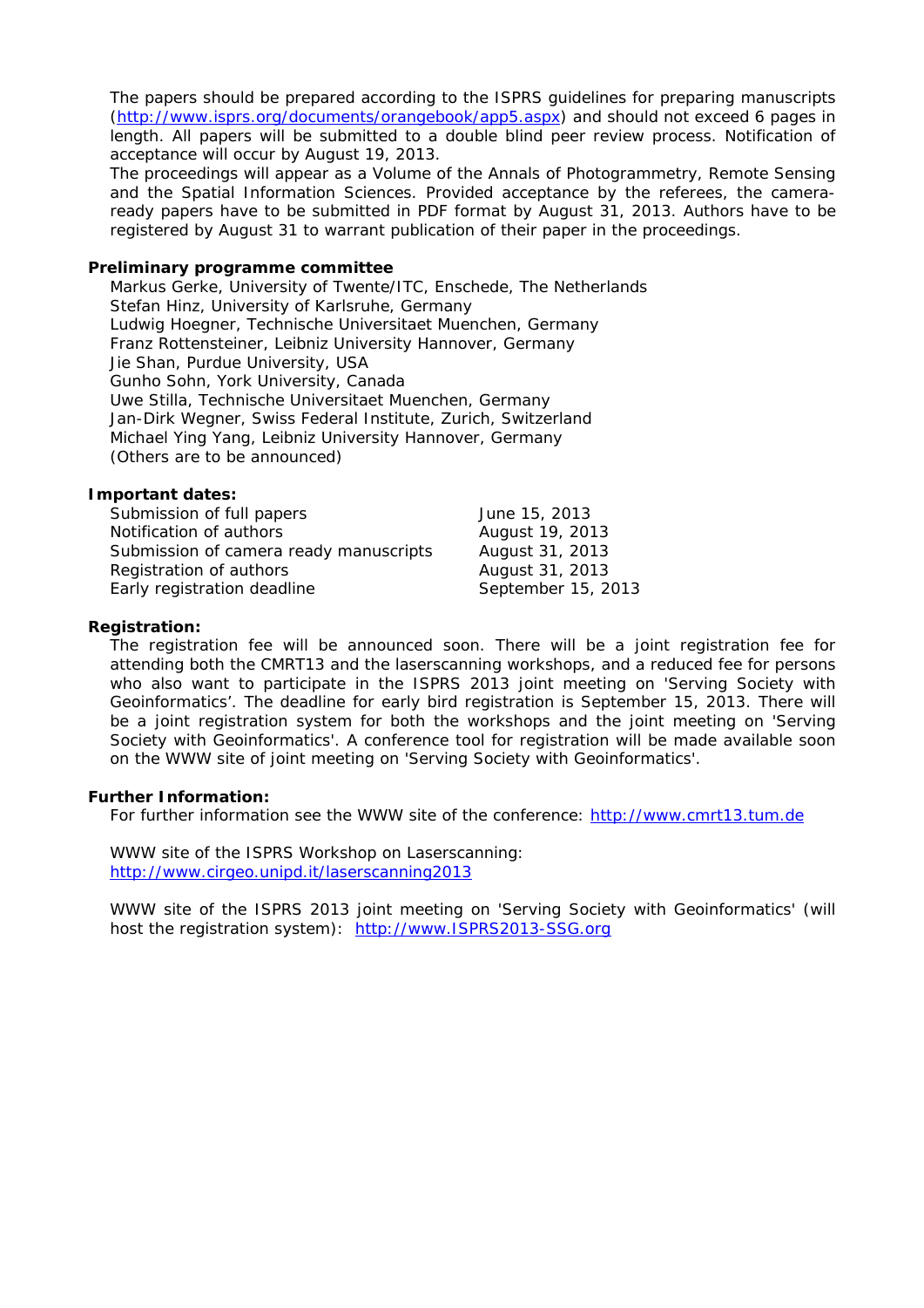The papers should be prepared according to the ISPRS guidelines for preparing manuscripts (http://www.isprs.org/documents/orangebook/app5.aspx) and should not exceed 6 pages in length. All papers will be submitted to a double blind peer review process. Notification of acceptance will occur by August 19, 2013.

The proceedings will appear as a Volume of the Annals of Photogrammetry, Remote Sensing and the Spatial Information Sciences. Provided acceptance by the referees, the camera-ready papers have to be submitted in PDF format by August 31, 2013. Authors have to be registered by August 31 to warrant publication of their paper in the proceedings.

**Preliminary programme committee**

Markus Gerke, University of Twente/ITC, Enschede, The Netherlands
Stefan Hinz, University of Karlsruhe, Germany
Ludwig Hoegner, Technische Universitaet Muenchen, Germany
Franz Rottensteiner, Leibniz University Hannover, Germany
Jie Shan, Purdue University, USA
Gunho Sohn, York University, Canada
Uwe Stilla, Technische Universitaet Muenchen, Germany
Jan-Dirk Wegner, Swiss Federal Institute, Zurich, Switzerland
Michael Ying Yang, Leibniz University Hannover, Germany
(Others are to be announced)

**Important dates:**

| | |
|---|---|
| Submission of full papers | June 15, 2013 |
| Notification of authors | August 19, 2013 |
| Submission of camera ready manuscripts | August 31, 2013 |
| Registration of authors | August 31, 2013 |
| Early registration deadline | September 15, 2013 |

**Registration:**

The registration fee will be announced soon. There will be a joint registration fee for attending both the CMRT13 and the laserscanning workshops, and a reduced fee for persons who also want to participate in the ISPRS 2013 joint meeting on 'Serving Society with Geoinformatics'. The deadline for early bird registration is September 15, 2013. There will be a joint registration system for both the workshops and the joint meeting on 'Serving Society with Geoinformatics'. A conference tool for registration will be made available soon on the WWW site of joint meeting on 'Serving Society with Geoinformatics'.

**Further Information:**

For further information see the WWW site of the conference: http://www.cmrt13.tum.de

WWW site of the ISPRS Workshop on Laserscanning:
http://www.cirgeo.unipd.it/laserscanning2013

WWW site of the ISPRS 2013 joint meeting on 'Serving Society with Geoinformatics' (will host the registration system): http://www.ISPRS2013-SSG.org